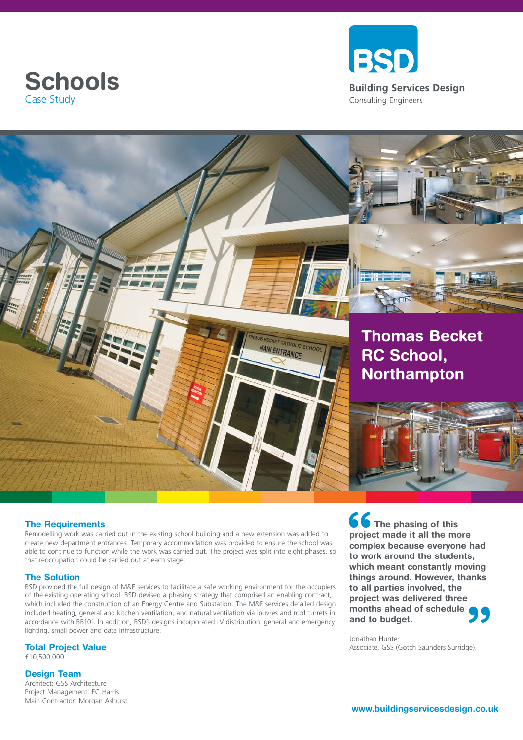# Schools

Case Study

**BSD**

**Building Services Design**

Consulting Engineers

## Thomas Becket RC School, Northampton

### The Requirements

Remodelling work was carried out in the existing school building and a new extension was added to create new department entrances. Temporary accommodation was provided to ensure the school was able to continue to function while the work was carried out. The project was split into eight phases, so that reoccupation could be carried out at each stage.

### The Solution

BSD provided the full design of M&E services to facilitate a safe working environment for the occupiers of the existing operating school. BSD devised a phasing strategy that comprised an enabling contract, which included the construction of an Energy Centre and Substation. The M&E services detailed design included heating, general and kitchen ventilation, and natural ventilation via louvres and roof turrets in accordance with BB101. In addition, BSD's designs incorporated LV distribution, general and emergency lighting, small power and data infrastructure.

### Total Project Value

£10,500,000

### Design Team

Architect: GSS Architecture
Project Management: EC Harris
Main Contractor: Morgan Ashurst

> **"The phasing of this project made it all the more complex because everyone had to work around the students, which meant constantly moving things around. However, thanks to all parties involved, the project was delivered three months ahead of schedule and to budget."**

Jonathan Hunter.
Associate, GSS (Gotch Saunders Surridge).

**www.buildingservicesdesign.co.uk**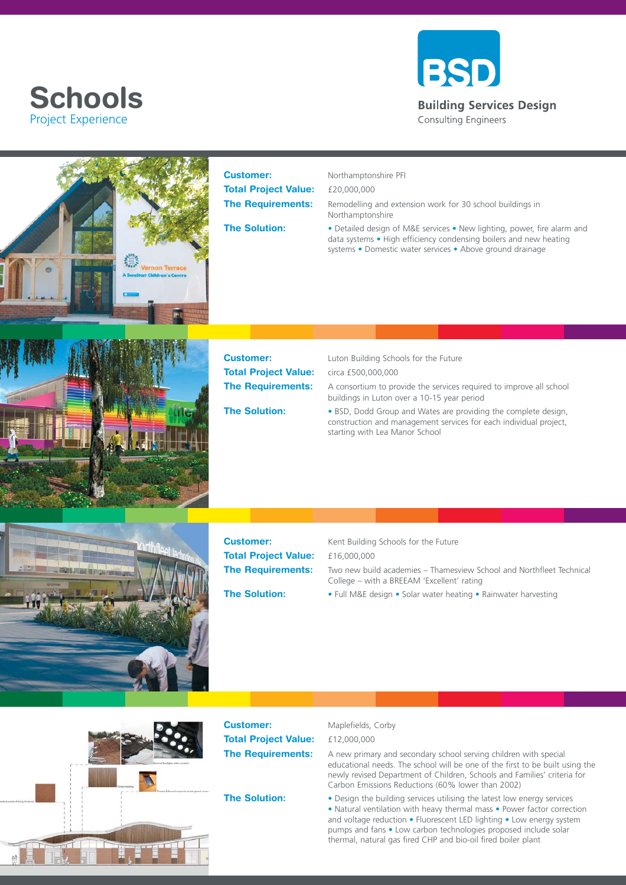# Schools

Project Experience

**BSD**

**Building Services Design**

Consulting Engineers

**Customer:** Northamptonshire PFI

**Total Project Value:** £20,000,000

**The Requirements:** Remodelling and extension work for 30 school buildings in Northamptonshire

**The Solution:** • Detailed design of M&E services • New lighting, power, fire alarm and data systems • High efficiency condensing boilers and new heating systems • Domestic water services • Above ground drainage

**Customer:** Luton Building Schools for the Future

**Total Project Value:** circa £500,000,000

**The Requirements:** A consortium to provide the services required to improve all school buildings in Luton over a 10-15 year period

**The Solution:** • BSD, Dodd Group and Wates are providing the complete design, construction and management services for each individual project, starting with Lea Manor School

**Customer:** Kent Building Schools for the Future

**Total Project Value:** £16,000,000

**The Requirements:** Two new build academies – Thamesview School and Northfleet Technical College – with a BREEAM 'Excellent' rating

**The Solution:** • Full M&E design • Solar water heating • Rainwater harvesting

**Customer:** Maplefields, Corby

**Total Project Value:** £12,000,000

**The Requirements:** A new primary and secondary school serving children with special educational needs. The school will be one of the first to be built using the newly revised Department of Children, Schools and Families' criteria for Carbon Emissions Reductions (60% lower than 2002)

**The Solution:** • Design the building services utilising the latest low energy services • Natural ventilation with heavy thermal mass • Power factor correction and voltage reduction • Fluorescent LED lighting • Low energy system pumps and fans • Low carbon technologies proposed include solar thermal, natural gas fired CHP and bio-oil fired boiler plant